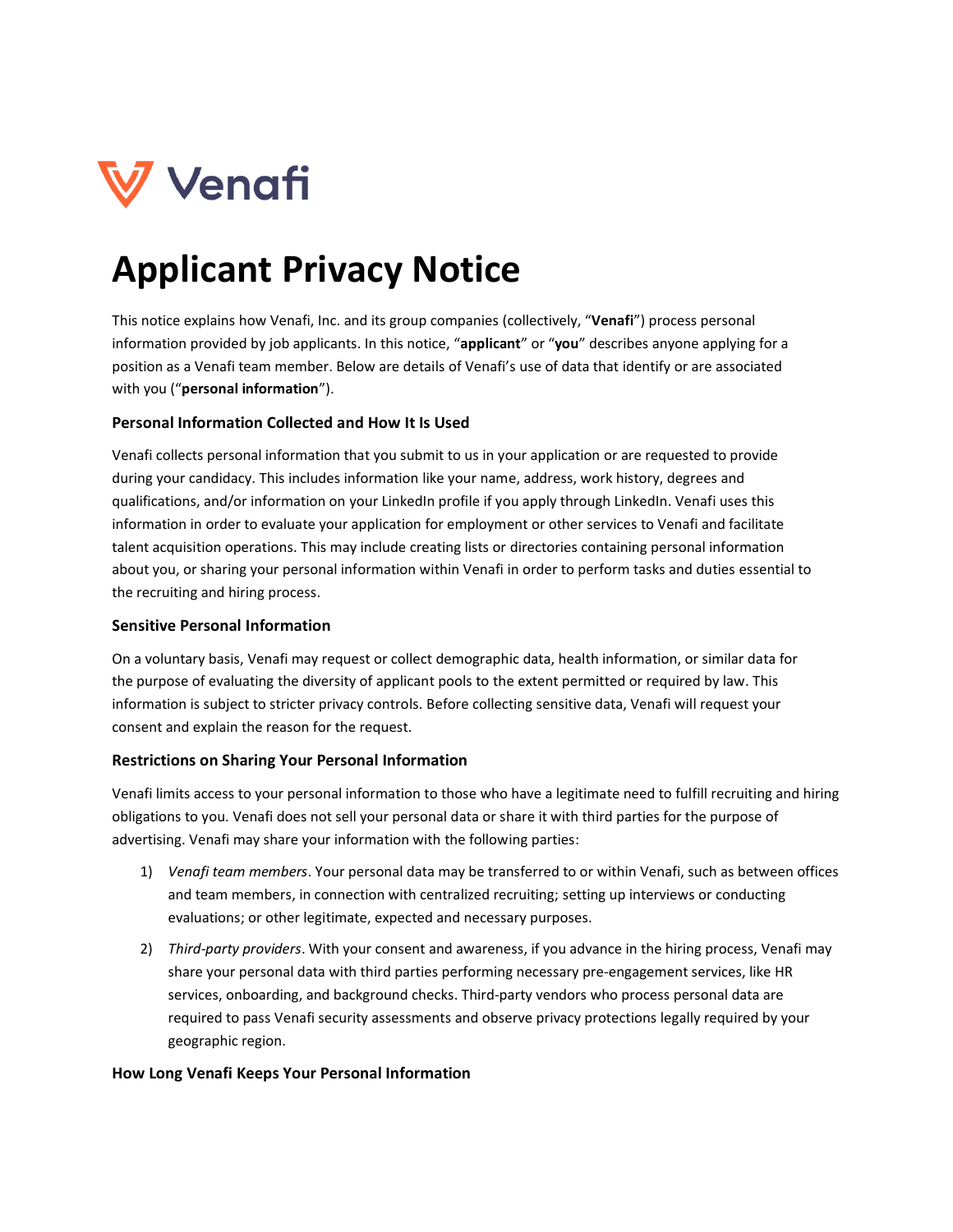# Applicant Privacy Notice

This notice explains how Venafi, Inc. and its group companies (collectively, "**Venafi**") process personal information provided by job applicants. In this notice, "**applicant**" or "**you**" describes anyone applying for a position as a Venafi team member. Below are details of Venafi's use of data that identify or are associated with you ("**personal information**").

### Personal Information Collected and How It Is Used

Venafi collects personal information that you submit to us in your application or are requested to provide during your candidacy. This includes information like your name, address, work history, degrees and qualifications, and/or information on your LinkedIn profile if you apply through LinkedIn. Venafi uses this information in order to evaluate your application for employment or other services to Venafi and facilitate talent acquisition operations. This may include creating lists or directories containing personal information about you, or sharing your personal information within Venafi in order to perform tasks and duties essential to the recruiting and hiring process.

### Sensitive Personal Information

On a voluntary basis, Venafi may request or collect demographic data, health information, or similar data for the purpose of evaluating the diversity of applicant pools to the extent permitted or required by law. This information is subject to stricter privacy controls. Before collecting sensitive data, Venafi will request your consent and explain the reason for the request.

### Restrictions on Sharing Your Personal Information

Venafi limits access to your personal information to those who have a legitimate need to fulfill recruiting and hiring obligations to you. Venafi does not sell your personal data or share it with third parties for the purpose of advertising. Venafi may share your information with the following parties:

1) *Venafi team members*. Your personal data may be transferred to or within Venafi, such as between offices and team members, in connection with centralized recruiting; setting up interviews or conducting evaluations; or other legitimate, expected and necessary purposes.
2) *Third-party providers*. With your consent and awareness, if you advance in the hiring process, Venafi may share your personal data with third parties performing necessary pre-engagement services, like HR services, onboarding, and background checks. Third-party vendors who process personal data are required to pass Venafi security assessments and observe privacy protections legally required by your geographic region.

### How Long Venafi Keeps Your Personal Information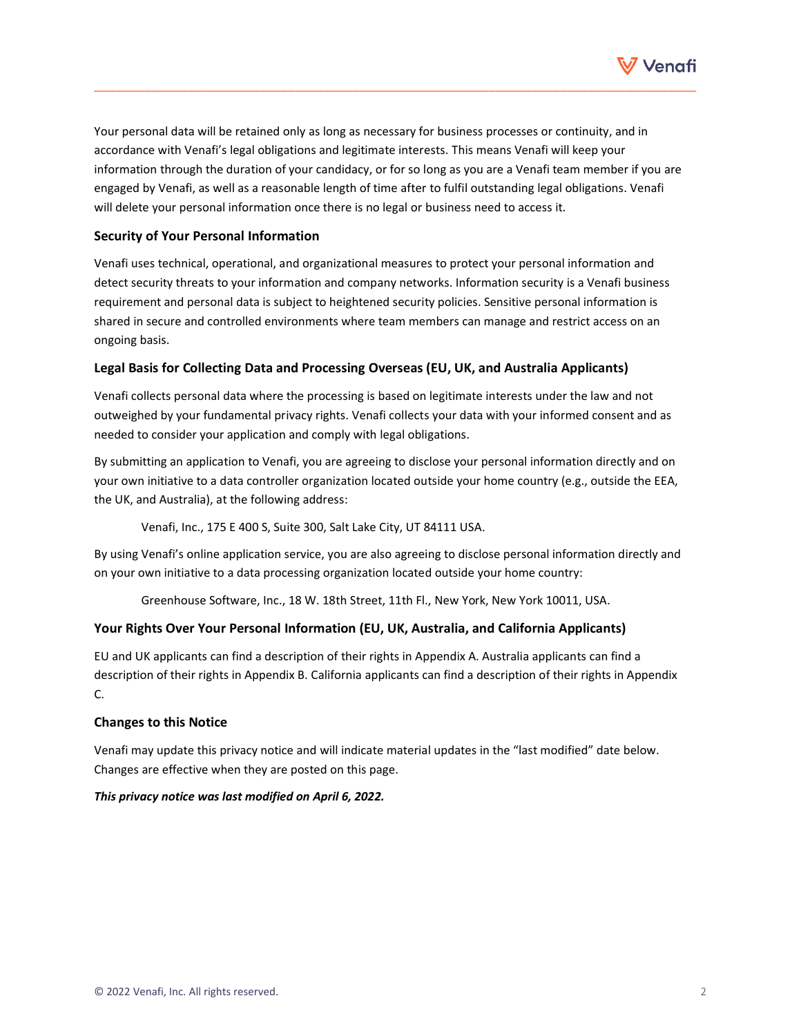Your personal data will be retained only as long as necessary for business processes or continuity, and in accordance with Venafi's legal obligations and legitimate interests. This means Venafi will keep your information through the duration of your candidacy, or for so long as you are a Venafi team member if you are engaged by Venafi, as well as a reasonable length of time after to fulfil outstanding legal obligations. Venafi will delete your personal information once there is no legal or business need to access it.

### Security of Your Personal Information

Venafi uses technical, operational, and organizational measures to protect your personal information and detect security threats to your information and company networks. Information security is a Venafi business requirement and personal data is subject to heightened security policies. Sensitive personal information is shared in secure and controlled environments where team members can manage and restrict access on an ongoing basis.

### Legal Basis for Collecting Data and Processing Overseas (EU, UK, and Australia Applicants)

Venafi collects personal data where the processing is based on legitimate interests under the law and not outweighed by your fundamental privacy rights. Venafi collects your data with your informed consent and as needed to consider your application and comply with legal obligations.

By submitting an application to Venafi, you are agreeing to disclose your personal information directly and on your own initiative to a data controller organization located outside your home country (e.g., outside the EEA, the UK, and Australia), at the following address:

> Venafi, Inc., 175 E 400 S, Suite 300, Salt Lake City, UT 84111 USA.

By using Venafi's online application service, you are also agreeing to disclose personal information directly and on your own initiative to a data processing organization located outside your home country:

> Greenhouse Software, Inc., 18 W. 18th Street, 11th Fl., New York, New York 10011, USA.

### Your Rights Over Your Personal Information (EU, UK, Australia, and California Applicants)

EU and UK applicants can find a description of their rights in Appendix A. Australia applicants can find a description of their rights in Appendix B. California applicants can find a description of their rights in Appendix C.

### Changes to this Notice

Venafi may update this privacy notice and will indicate material updates in the "last modified" date below. Changes are effective when they are posted on this page.

***This privacy notice was last modified on April 6, 2022.***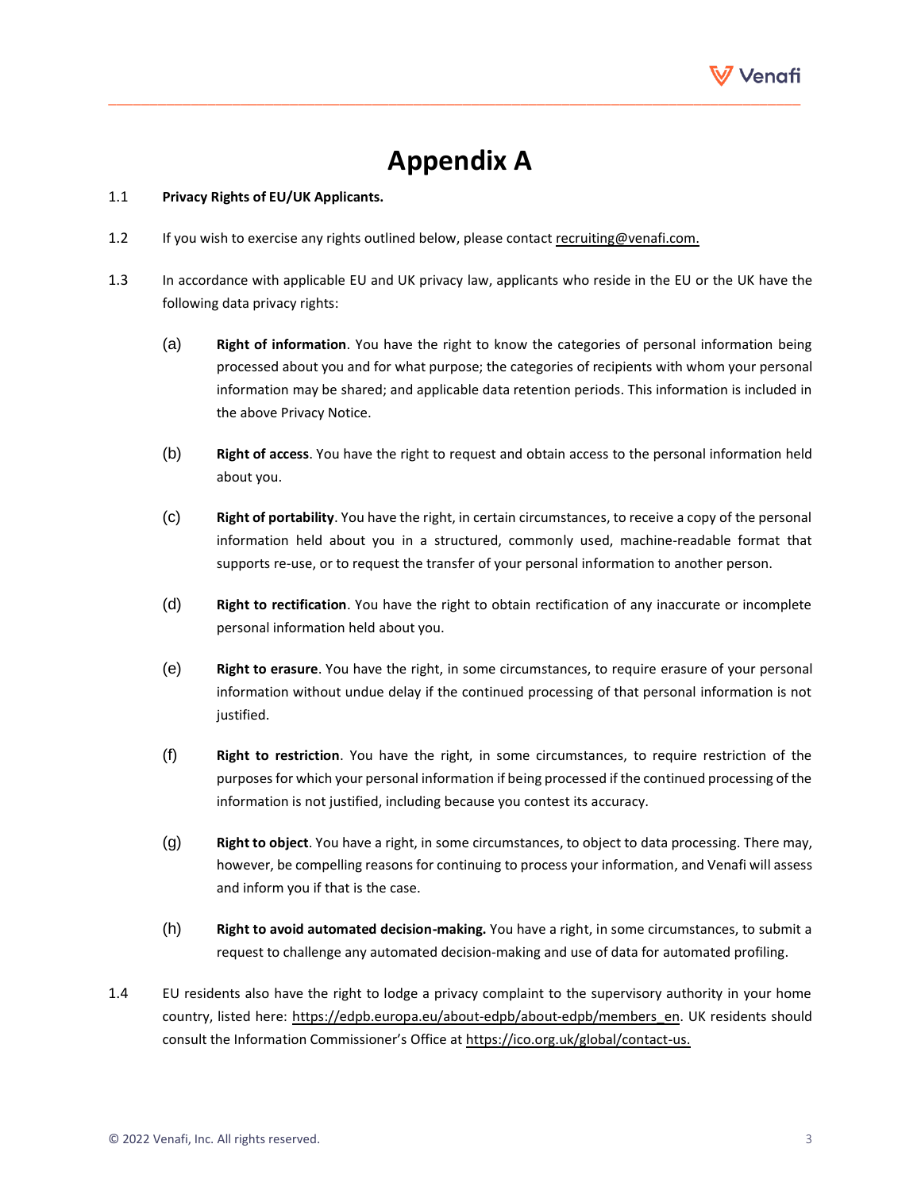# Appendix A

1.1 **Privacy Rights of EU/UK Applicants.**

1.2 If you wish to exercise any rights outlined below, please contact recruiting@venafi.com.

1.3 In accordance with applicable EU and UK privacy law, applicants who reside in the EU or the UK have the following data privacy rights:

(a) **Right of information**. You have the right to know the categories of personal information being processed about you and for what purpose; the categories of recipients with whom your personal information may be shared; and applicable data retention periods. This information is included in the above Privacy Notice.

(b) **Right of access**. You have the right to request and obtain access to the personal information held about you.

(c) **Right of portability**. You have the right, in certain circumstances, to receive a copy of the personal information held about you in a structured, commonly used, machine-readable format that supports re-use, or to request the transfer of your personal information to another person.

(d) **Right to rectification**. You have the right to obtain rectification of any inaccurate or incomplete personal information held about you.

(e) **Right to erasure**. You have the right, in some circumstances, to require erasure of your personal information without undue delay if the continued processing of that personal information is not justified.

(f) **Right to restriction**. You have the right, in some circumstances, to require restriction of the purposes for which your personal information if being processed if the continued processing of the information is not justified, including because you contest its accuracy.

(g) **Right to object**. You have a right, in some circumstances, to object to data processing. There may, however, be compelling reasons for continuing to process your information, and Venafi will assess and inform you if that is the case.

(h) **Right to avoid automated decision-making.** You have a right, in some circumstances, to submit a request to challenge any automated decision-making and use of data for automated profiling.

1.4 EU residents also have the right to lodge a privacy complaint to the supervisory authority in your home country, listed here: https://edpb.europa.eu/about-edpb/about-edpb/members_en. UK residents should consult the Information Commissioner's Office at https://ico.org.uk/global/contact-us.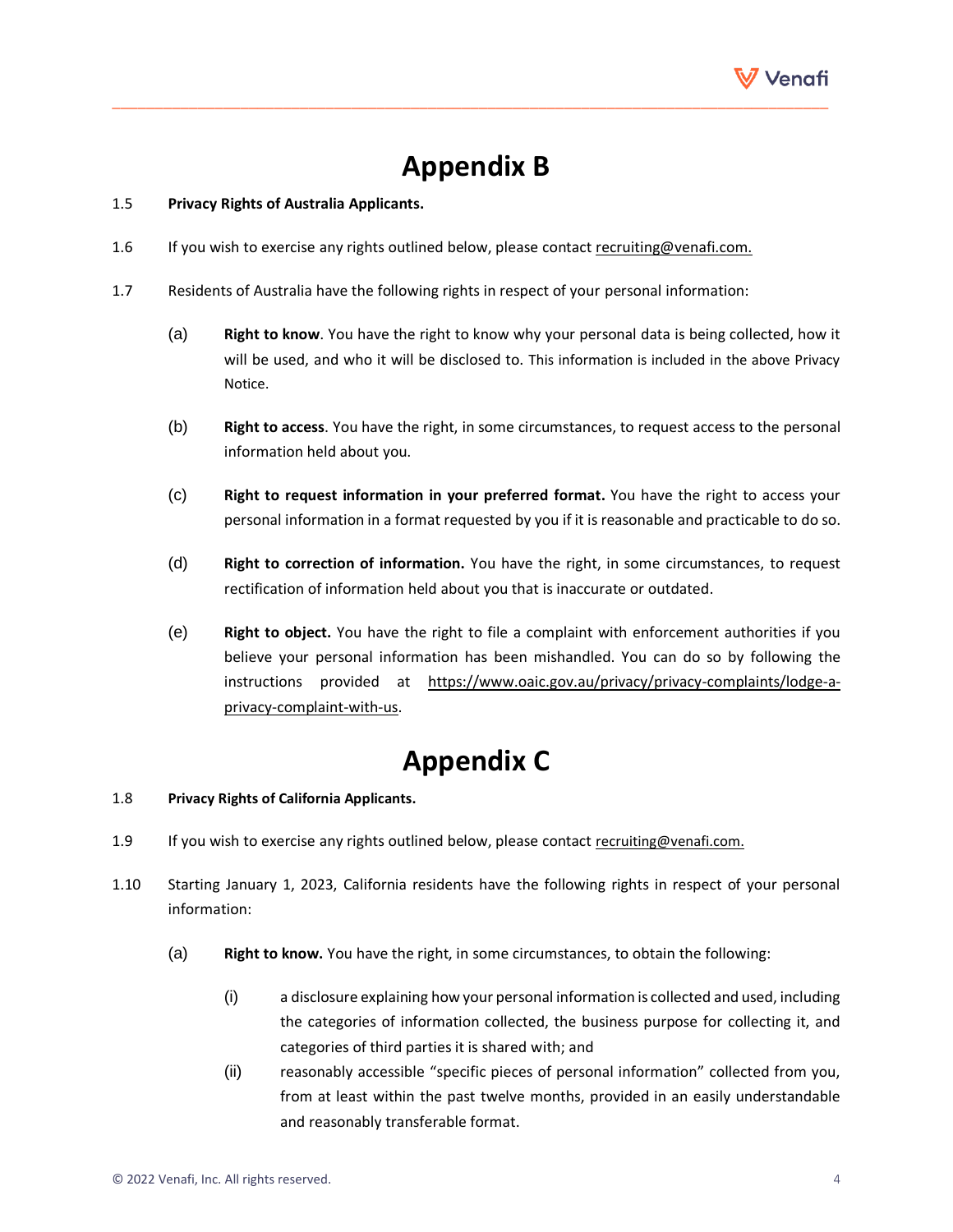# Appendix B

1.5 **Privacy Rights of Australia Applicants.**

1.6 If you wish to exercise any rights outlined below, please contact recruiting@venafi.com.

1.7 Residents of Australia have the following rights in respect of your personal information:

(a) **Right to know**. You have the right to know why your personal data is being collected, how it will be used, and who it will be disclosed to. This information is included in the above Privacy Notice.

(b) **Right to access**. You have the right, in some circumstances, to request access to the personal information held about you.

(c) **Right to request information in your preferred format.** You have the right to access your personal information in a format requested by you if it is reasonable and practicable to do so.

(d) **Right to correction of information.** You have the right, in some circumstances, to request rectification of information held about you that is inaccurate or outdated.

(e) **Right to object.** You have the right to file a complaint with enforcement authorities if you believe your personal information has been mishandled. You can do so by following the instructions provided at https://www.oaic.gov.au/privacy/privacy-complaints/lodge-a-privacy-complaint-with-us.

# Appendix C

1.8 **Privacy Rights of California Applicants.**

1.9 If you wish to exercise any rights outlined below, please contact recruiting@venafi.com.

1.10 Starting January 1, 2023, California residents have the following rights in respect of your personal information:

(a) **Right to know.** You have the right, in some circumstances, to obtain the following:

(i) a disclosure explaining how your personal information is collected and used, including the categories of information collected, the business purpose for collecting it, and categories of third parties it is shared with; and

(ii) reasonably accessible "specific pieces of personal information" collected from you, from at least within the past twelve months, provided in an easily understandable and reasonably transferable format.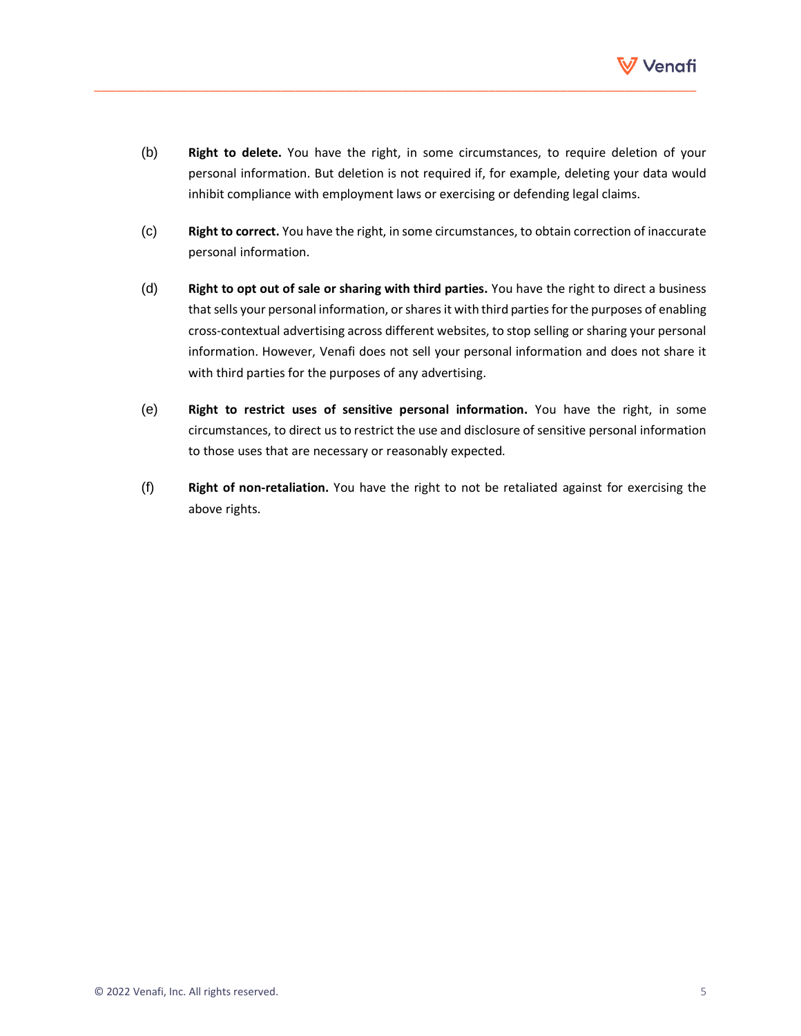(b) **Right to delete.** You have the right, in some circumstances, to require deletion of your personal information. But deletion is not required if, for example, deleting your data would inhibit compliance with employment laws or exercising or defending legal claims.

(c) **Right to correct.** You have the right, in some circumstances, to obtain correction of inaccurate personal information.

(d) **Right to opt out of sale or sharing with third parties.** You have the right to direct a business that sells your personal information, or shares it with third parties for the purposes of enabling cross-contextual advertising across different websites, to stop selling or sharing your personal information. However, Venafi does not sell your personal information and does not share it with third parties for the purposes of any advertising.

(e) **Right to restrict uses of sensitive personal information.** You have the right, in some circumstances, to direct us to restrict the use and disclosure of sensitive personal information to those uses that are necessary or reasonably expected.

(f) **Right of non-retaliation.** You have the right to not be retaliated against for exercising the above rights.